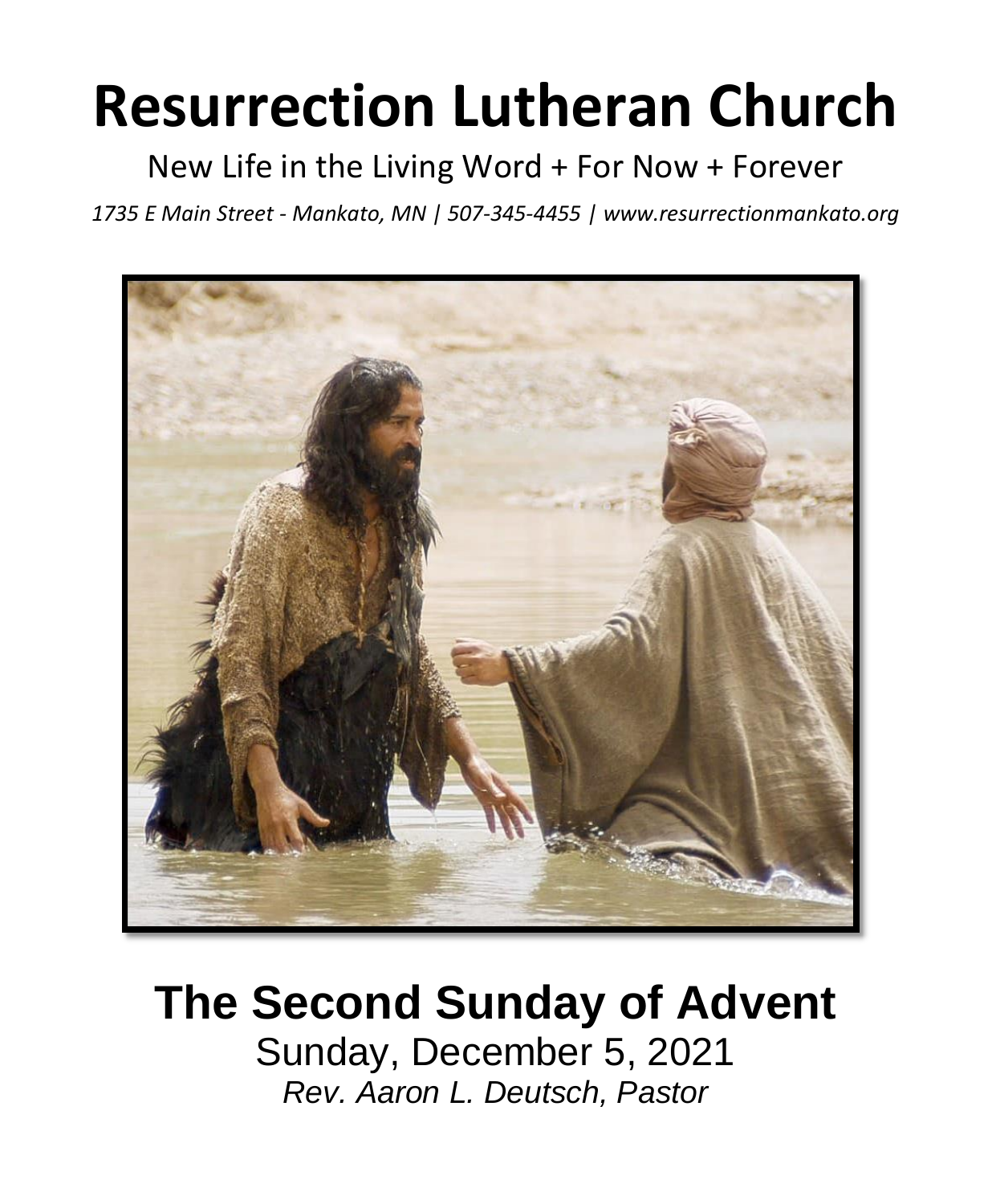# Resurrection Lutheran Church

New Life in the Living Word + For Now + Forever

*1735 E Main Street - Mankato, MN | 507-345-4455 | www.resurrectionmankato.org*

## The Second Sunday of Advent

Sunday, December 5, 2021

*Rev. Aaron L. Deutsch, Pastor*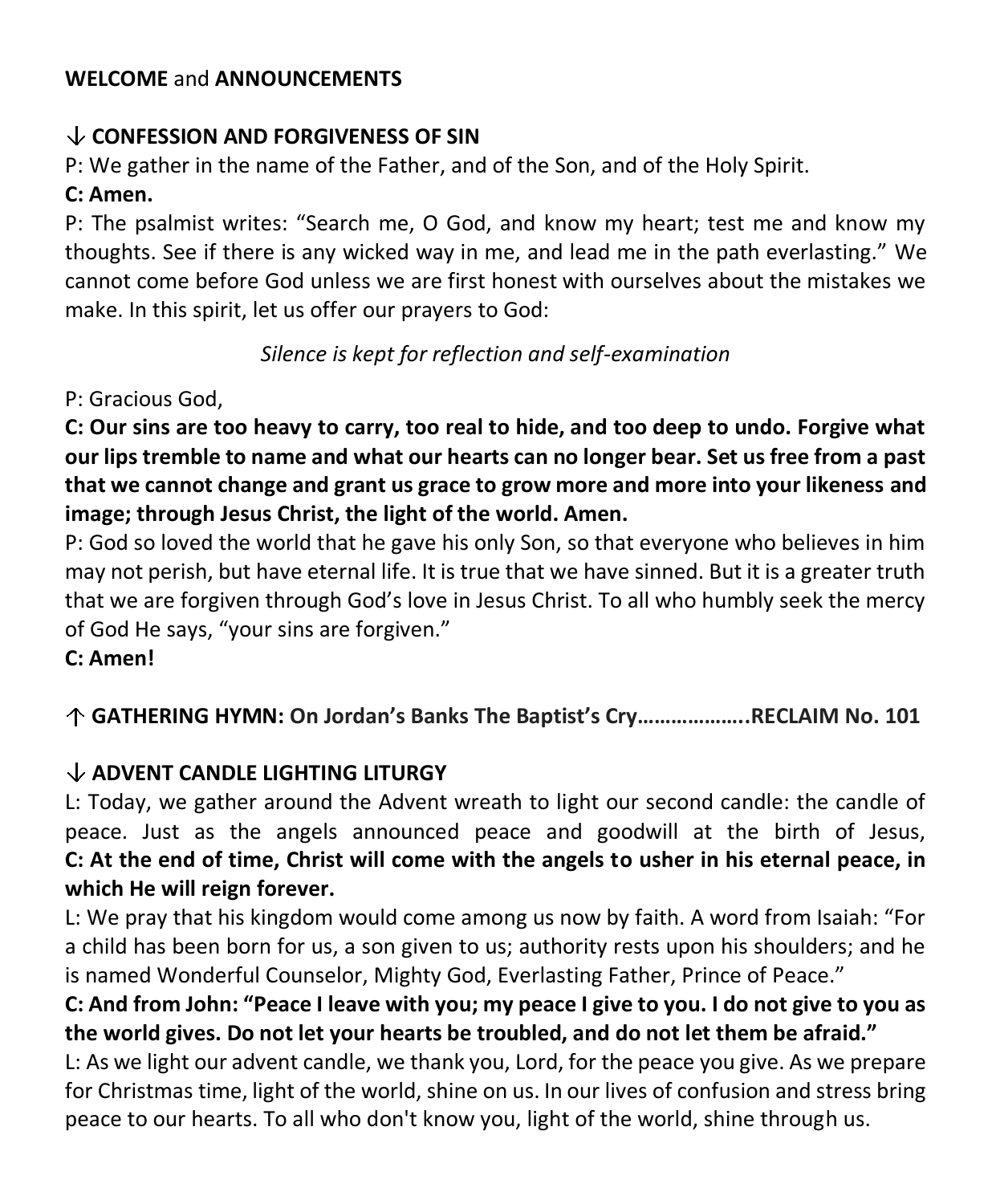**WELCOME** and **ANNOUNCEMENTS**

**↓ CONFESSION AND FORGIVENESS OF SIN**

P: We gather in the name of the Father, and of the Son, and of the Holy Spirit.

**C: Amen.**

P: The psalmist writes: "Search me, O God, and know my heart; test me and know my thoughts. See if there is any wicked way in me, and lead me in the path everlasting." We cannot come before God unless we are first honest with ourselves about the mistakes we make. In this spirit, let us offer our prayers to God:

*Silence is kept for reflection and self-examination*

P: Gracious God,

**C: Our sins are too heavy to carry, too real to hide, and too deep to undo. Forgive what our lips tremble to name and what our hearts can no longer bear. Set us free from a past that we cannot change and grant us grace to grow more and more into your likeness and image; through Jesus Christ, the light of the world. Amen.**

P: God so loved the world that he gave his only Son, so that everyone who believes in him may not perish, but have eternal life. It is true that we have sinned. But it is a greater truth that we are forgiven through God's love in Jesus Christ. To all who humbly seek the mercy of God He says, "your sins are forgiven."

**C: Amen!**

**↑ GATHERING HYMN: On Jordan's Banks The Baptist's Cry……………….RECLAIM No. 101**

**↓ ADVENT CANDLE LIGHTING LITURGY**

L: Today, we gather around the Advent wreath to light our second candle: the candle of peace. Just as the angels announced peace and goodwill at the birth of Jesus,

**C: At the end of time, Christ will come with the angels to usher in his eternal peace, in which He will reign forever.**

L: We pray that his kingdom would come among us now by faith. A word from Isaiah: "For a child has been born for us, a son given to us; authority rests upon his shoulders; and he is named Wonderful Counselor, Mighty God, Everlasting Father, Prince of Peace."

**C: And from John: "Peace I leave with you; my peace I give to you. I do not give to you as the world gives. Do not let your hearts be troubled, and do not let them be afraid."**

L: As we light our advent candle, we thank you, Lord, for the peace you give. As we prepare for Christmas time, light of the world, shine on us. In our lives of confusion and stress bring peace to our hearts. To all who don't know you, light of the world, shine through us.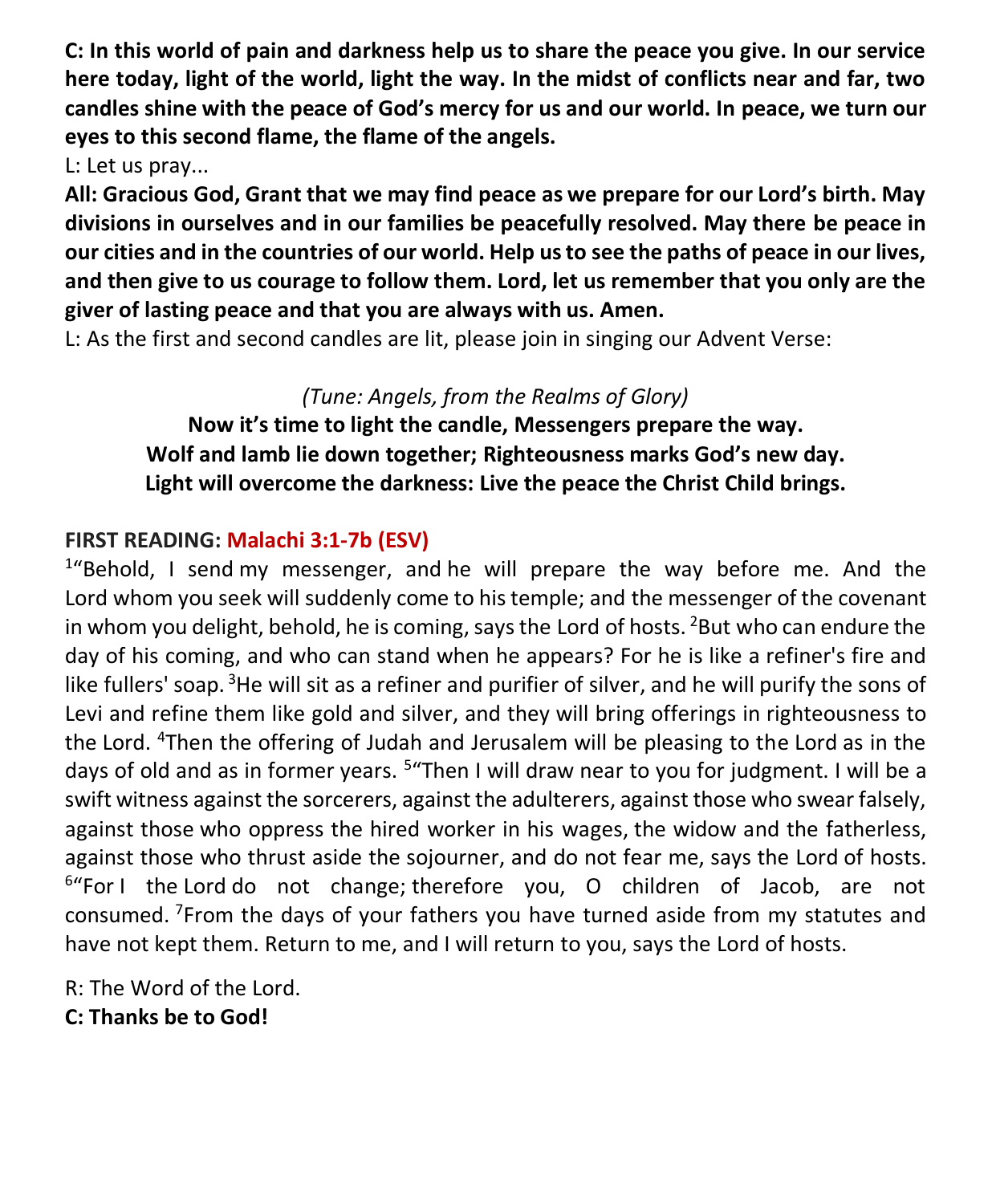**C: In this world of pain and darkness help us to share the peace you give. In our service here today, light of the world, light the way. In the midst of conflicts near and far, two candles shine with the peace of God's mercy for us and our world. In peace, we turn our eyes to this second flame, the flame of the angels.**

L: Let us pray...

**All: Gracious God, Grant that we may find peace as we prepare for our Lord's birth. May divisions in ourselves and in our families be peacefully resolved. May there be peace in our cities and in the countries of our world. Help us to see the paths of peace in our lives, and then give to us courage to follow them. Lord, let us remember that you only are the giver of lasting peace and that you are always with us. Amen.**

L: As the first and second candles are lit, please join in singing our Advent Verse:

*(Tune: Angels, from the Realms of Glory)*

**Now it's time to light the candle, Messengers prepare the way.**
**Wolf and lamb lie down together; Righteousness marks God's new day.**
**Light will overcome the darkness: Live the peace the Christ Child brings.**

**FIRST READING: Malachi 3:1-7b (ESV)**

[1]"Behold, I send my messenger, and he will prepare the way before me. And the Lord whom you seek will suddenly come to his temple; and the messenger of the covenant in whom you delight, behold, he is coming, says the Lord of hosts. [2]But who can endure the day of his coming, and who can stand when he appears? For he is like a refiner's fire and like fullers' soap. [3]He will sit as a refiner and purifier of silver, and he will purify the sons of Levi and refine them like gold and silver, and they will bring offerings in righteousness to the Lord. [4]Then the offering of Judah and Jerusalem will be pleasing to the Lord as in the days of old and as in former years. [5]"Then I will draw near to you for judgment. I will be a swift witness against the sorcerers, against the adulterers, against those who swear falsely, against those who oppress the hired worker in his wages, the widow and the fatherless, against those who thrust aside the sojourner, and do not fear me, says the Lord of hosts. [6]"For I the Lord do not change; therefore you, O children of Jacob, are not consumed. [7]From the days of your fathers you have turned aside from my statutes and have not kept them. Return to me, and I will return to you, says the Lord of hosts.

R: The Word of the Lord.

**C: Thanks be to God!**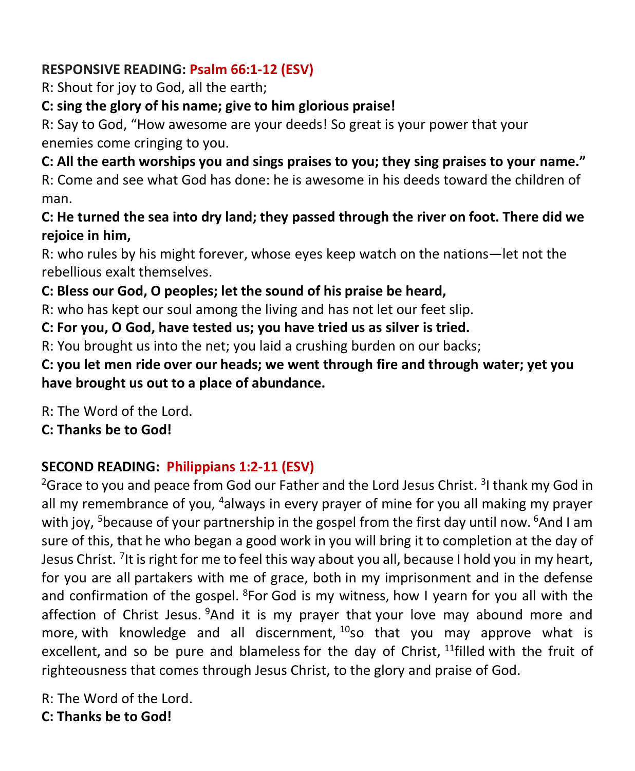**RESPONSIVE READING:** **Psalm 66:1-12 (ESV)**

R: Shout for joy to God, all the earth;

**C: sing the glory of his name; give to him glorious praise!**

R: Say to God, "How awesome are your deeds! So great is your power that your enemies come cringing to you.

**C: All the earth worships you and sings praises to you; they sing praises to your name."**

R: Come and see what God has done: he is awesome in his deeds toward the children of man.

**C: He turned the sea into dry land; they passed through the river on foot. There did we rejoice in him,**

R: who rules by his might forever, whose eyes keep watch on the nations—let not the rebellious exalt themselves.

**C: Bless our God, O peoples; let the sound of his praise be heard,**

R: who has kept our soul among the living and has not let our feet slip.

**C: For you, O God, have tested us; you have tried us as silver is tried.**

R: You brought us into the net; you laid a crushing burden on our backs;

**C: you let men ride over our heads; we went through fire and through water; yet you have brought us out to a place of abundance.**

R: The Word of the Lord.

**C: Thanks be to God!**

**SECOND READING:** **Philippians 1:2-11 (ESV)**

[2]Grace to you and peace from God our Father and the Lord Jesus Christ. [3]I thank my God in all my remembrance of you, [4]always in every prayer of mine for you all making my prayer with joy, [5]because of your partnership in the gospel from the first day until now. [6]And I am sure of this, that he who began a good work in you will bring it to completion at the day of Jesus Christ. [7]It is right for me to feel this way about you all, because I hold you in my heart, for you are all partakers with me of grace, both in my imprisonment and in the defense and confirmation of the gospel. [8]For God is my witness, how I yearn for you all with the affection of Christ Jesus. [9]And it is my prayer that your love may abound more and more, with knowledge and all discernment, [10]so that you may approve what is excellent, and so be pure and blameless for the day of Christ, [11]filled with the fruit of righteousness that comes through Jesus Christ, to the glory and praise of God.

R: The Word of the Lord.

**C: Thanks be to God!**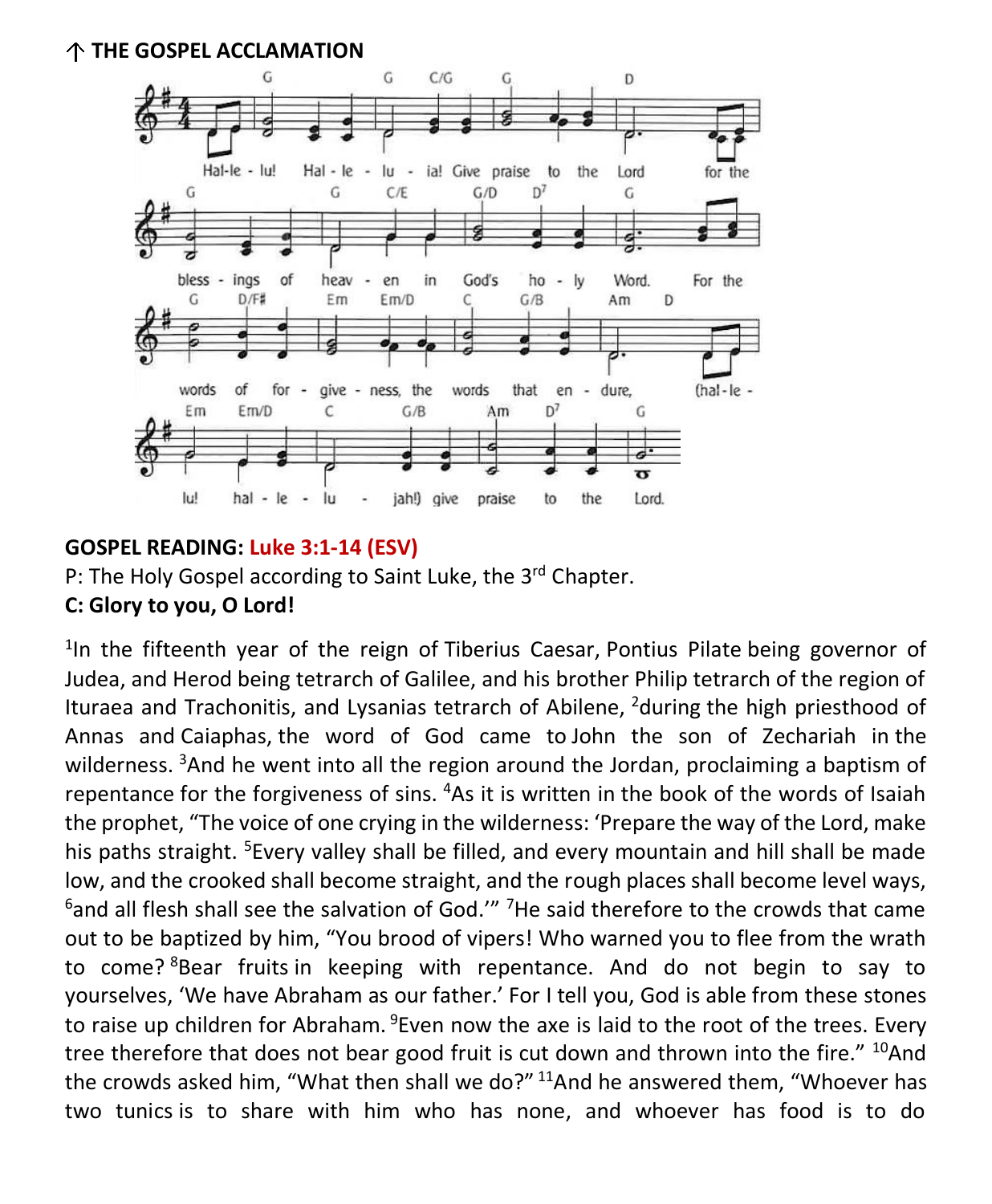**↑ THE GOSPEL ACCLAMATION**

Hal-le - lu! Hal - le - lu - ia! Give praise to the Lord for the blessings of heav - en in God's ho - ly Word. For the words of for - give - ness, the words that en - dure, (hal - le - lu! hal - le - lu - jah!) give praise to the Lord.

**GOSPEL READING: Luke 3:1-14 (ESV)**

P: The Holy Gospel according to Saint Luke, the 3rd Chapter.

**C: Glory to you, O Lord!**

[1]In the fifteenth year of the reign of Tiberius Caesar, Pontius Pilate being governor of Judea, and Herod being tetrarch of Galilee, and his brother Philip tetrarch of the region of Ituraea and Trachonitis, and Lysanias tetrarch of Abilene, [2]during the high priesthood of Annas and Caiaphas, the word of God came to John the son of Zechariah in the wilderness. [3]And he went into all the region around the Jordan, proclaiming a baptism of repentance for the forgiveness of sins. [4]As it is written in the book of the words of Isaiah the prophet, "The voice of one crying in the wilderness: 'Prepare the way of the Lord, make his paths straight. [5]Every valley shall be filled, and every mountain and hill shall be made low, and the crooked shall become straight, and the rough places shall become level ways, [6]and all flesh shall see the salvation of God.'" [7]He said therefore to the crowds that came out to be baptized by him, "You brood of vipers! Who warned you to flee from the wrath to come? [8]Bear fruits in keeping with repentance. And do not begin to say to yourselves, 'We have Abraham as our father.' For I tell you, God is able from these stones to raise up children for Abraham. [9]Even now the axe is laid to the root of the trees. Every tree therefore that does not bear good fruit is cut down and thrown into the fire." [10]And the crowds asked him, "What then shall we do?" [11]And he answered them, "Whoever has two tunics is to share with him who has none, and whoever has food is to do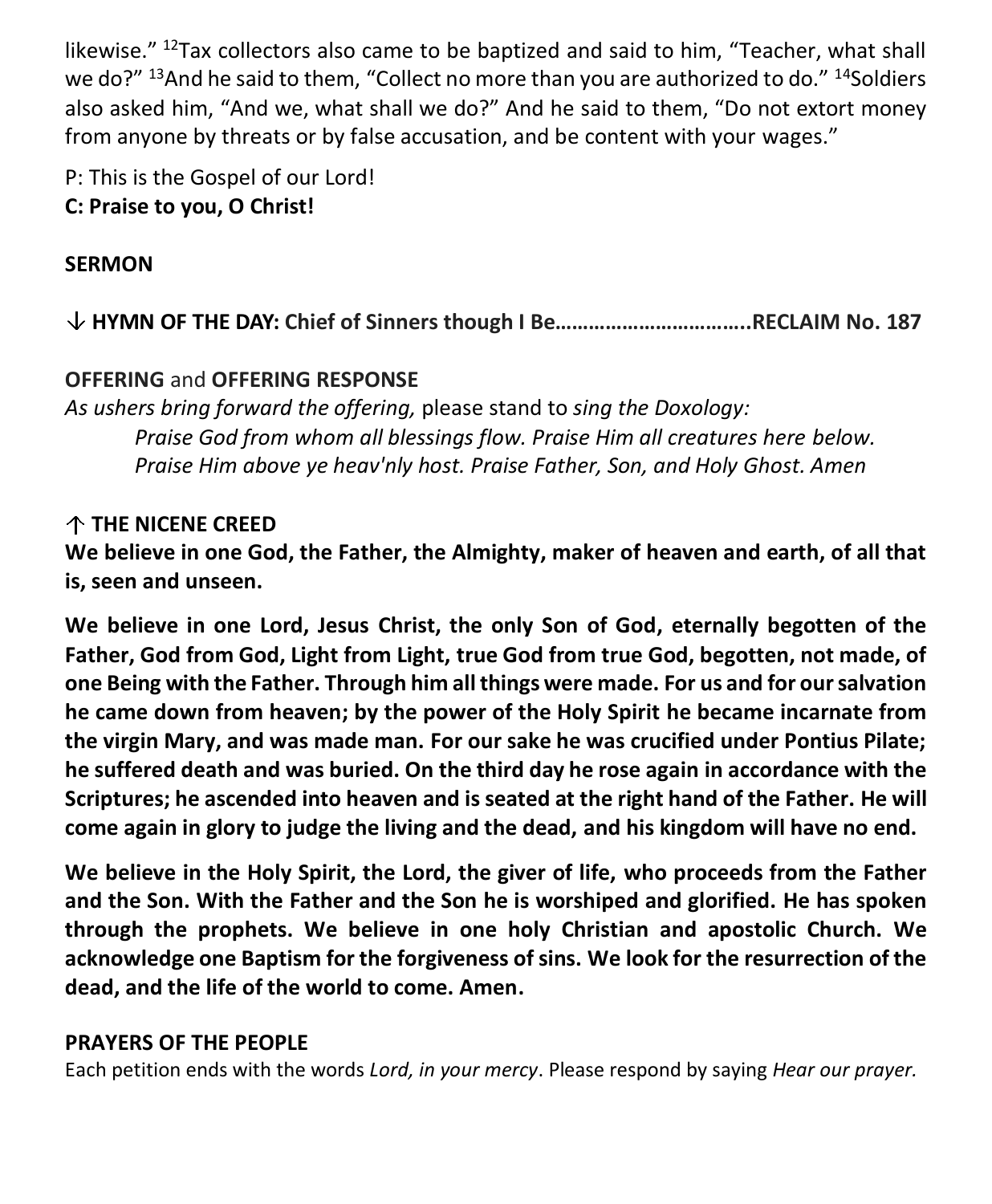likewise."[12]Tax collectors also came to be baptized and said to him, "Teacher, what shall we do?" [13]And he said to them, "Collect no more than you are authorized to do." [14]Soldiers also asked him, "And we, what shall we do?" And he said to them, "Do not extort money from anyone by threats or by false accusation, and be content with your wages."

P: This is the Gospel of our Lord!
**C: Praise to you, O Christ!**

**SERMON**

↓ **HYMN OF THE DAY: Chief of Sinners though I Be……………………………..RECLAIM No. 187**

**OFFERING** and **OFFERING RESPONSE**

*As ushers bring forward the offering,* please stand to *sing the Doxology:*

> *Praise God from whom all blessings flow. Praise Him all creatures here below. Praise Him above ye heav'nly host. Praise Father, Son, and Holy Ghost. Amen*

↑ **THE NICENE CREED**

**We believe in one God, the Father, the Almighty, maker of heaven and earth, of all that is, seen and unseen.**

**We believe in one Lord, Jesus Christ, the only Son of God, eternally begotten of the Father, God from God, Light from Light, true God from true God, begotten, not made, of one Being with the Father. Through him all things were made. For us and for our salvation he came down from heaven; by the power of the Holy Spirit he became incarnate from the virgin Mary, and was made man. For our sake he was crucified under Pontius Pilate; he suffered death and was buried. On the third day he rose again in accordance with the Scriptures; he ascended into heaven and is seated at the right hand of the Father. He will come again in glory to judge the living and the dead, and his kingdom will have no end.**

**We believe in the Holy Spirit, the Lord, the giver of life, who proceeds from the Father and the Son. With the Father and the Son he is worshiped and glorified. He has spoken through the prophets. We believe in one holy Christian and apostolic Church. We acknowledge one Baptism for the forgiveness of sins. We look for the resurrection of the dead, and the life of the world to come. Amen.**

**PRAYERS OF THE PEOPLE**

Each petition ends with the words *Lord, in your mercy*. Please respond by saying *Hear our prayer.*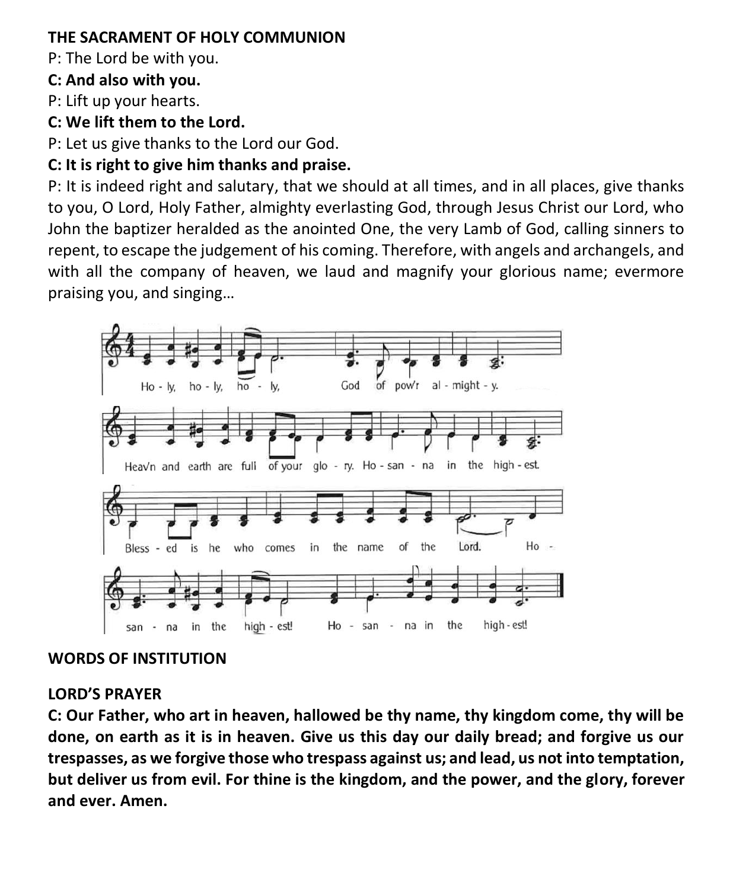**THE SACRAMENT OF HOLY COMMUNION**

P: The Lord be with you.

**C: And also with you.**

P: Lift up your hearts.

**C: We lift them to the Lord.**

P: Let us give thanks to the Lord our God.

**C: It is right to give him thanks and praise.**

P: It is indeed right and salutary, that we should at all times, and in all places, give thanks to you, O Lord, Holy Father, almighty everlasting God, through Jesus Christ our Lord, who John the baptizer heralded as the anointed One, the very Lamb of God, calling sinners to repent, to escape the judgement of his coming. Therefore, with angels and archangels, and with all the company of heaven, we laud and magnify your glorious name; evermore praising you, and singing…

Ho - ly, ho - ly, ho - ly, God of pow'r al - might - y.
Heav'n and earth are full of your glo - ry. Ho - san - na in the high - est.
Bless - ed is he who comes in the name of the Lord. Ho -
san - na in the high - est! Ho - san - na in the high - est!

**WORDS OF INSTITUTION**

**LORD'S PRAYER**

**C: Our Father, who art in heaven, hallowed be thy name, thy kingdom come, thy will be done, on earth as it is in heaven. Give us this day our daily bread; and forgive us our trespasses, as we forgive those who trespass against us; and lead, us not into temptation, but deliver us from evil. For thine is the kingdom, and the power, and the glory, forever and ever. Amen.**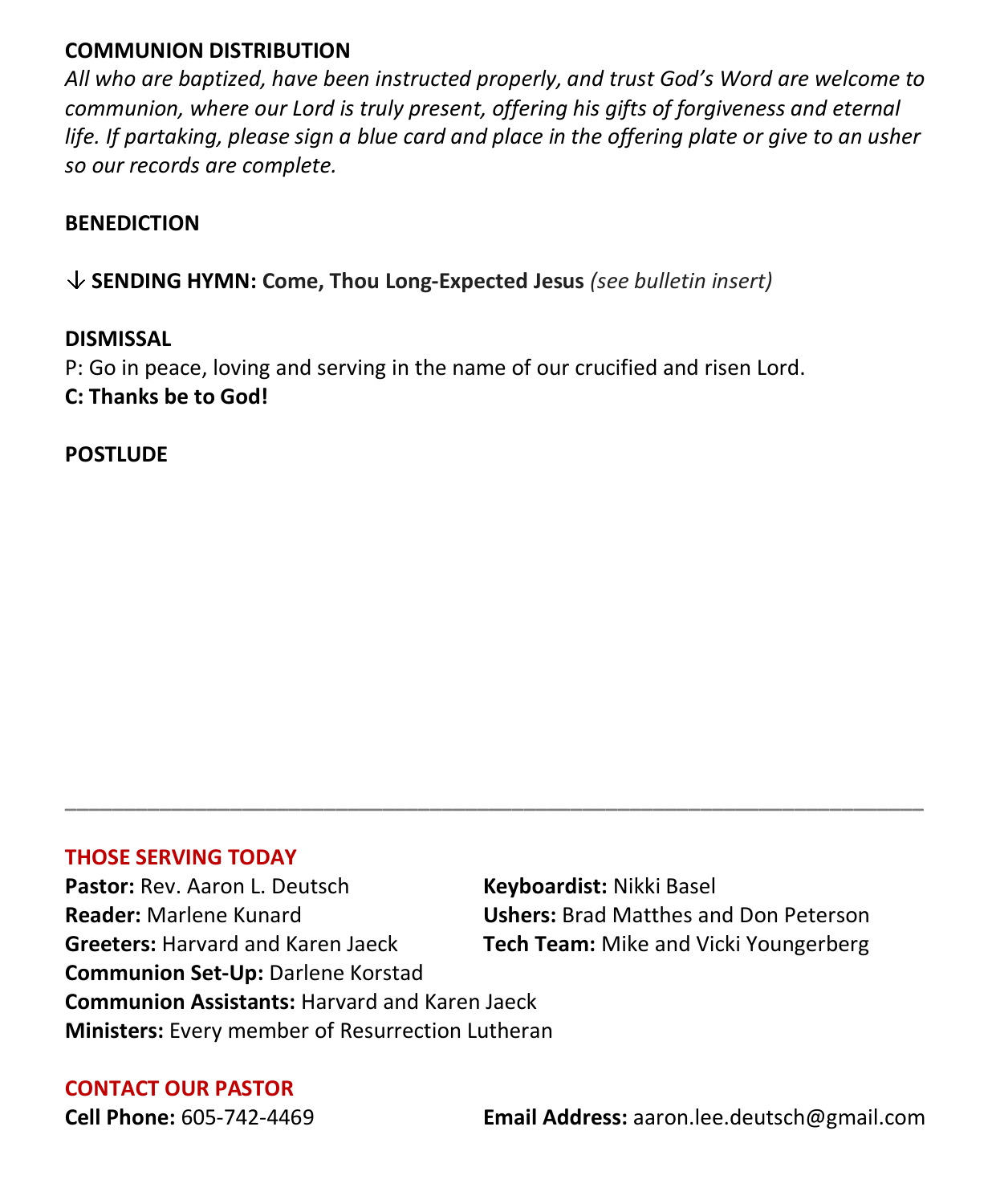**COMMUNION DISTRIBUTION**

*All who are baptized, have been instructed properly, and trust God's Word are welcome to communion, where our Lord is truly present, offering his gifts of forgiveness and eternal life. If partaking, please sign a blue card and place in the offering plate or give to an usher so our records are complete.*

**BENEDICTION**

↓ **SENDING HYMN: Come, Thou Long-Expected Jesus** *(see bulletin insert)*

**DISMISSAL**

P: Go in peace, loving and serving in the name of our crucified and risen Lord.

**C: Thanks be to God!**

**POSTLUDE**

---

**THOSE SERVING TODAY**

**Pastor:** Rev. Aaron L. Deutsch

**Keyboardist:** Nikki Basel

**Reader:** Marlene Kunard

**Ushers:** Brad Matthes and Don Peterson

**Greeters:** Harvard and Karen Jaeck

**Tech Team:** Mike and Vicki Youngerberg

**Communion Set-Up:** Darlene Korstad

**Communion Assistants:** Harvard and Karen Jaeck

**Ministers:** Every member of Resurrection Lutheran

**CONTACT OUR PASTOR**

**Cell Phone:** 605-742-4469

**Email Address:** aaron.lee.deutsch@gmail.com